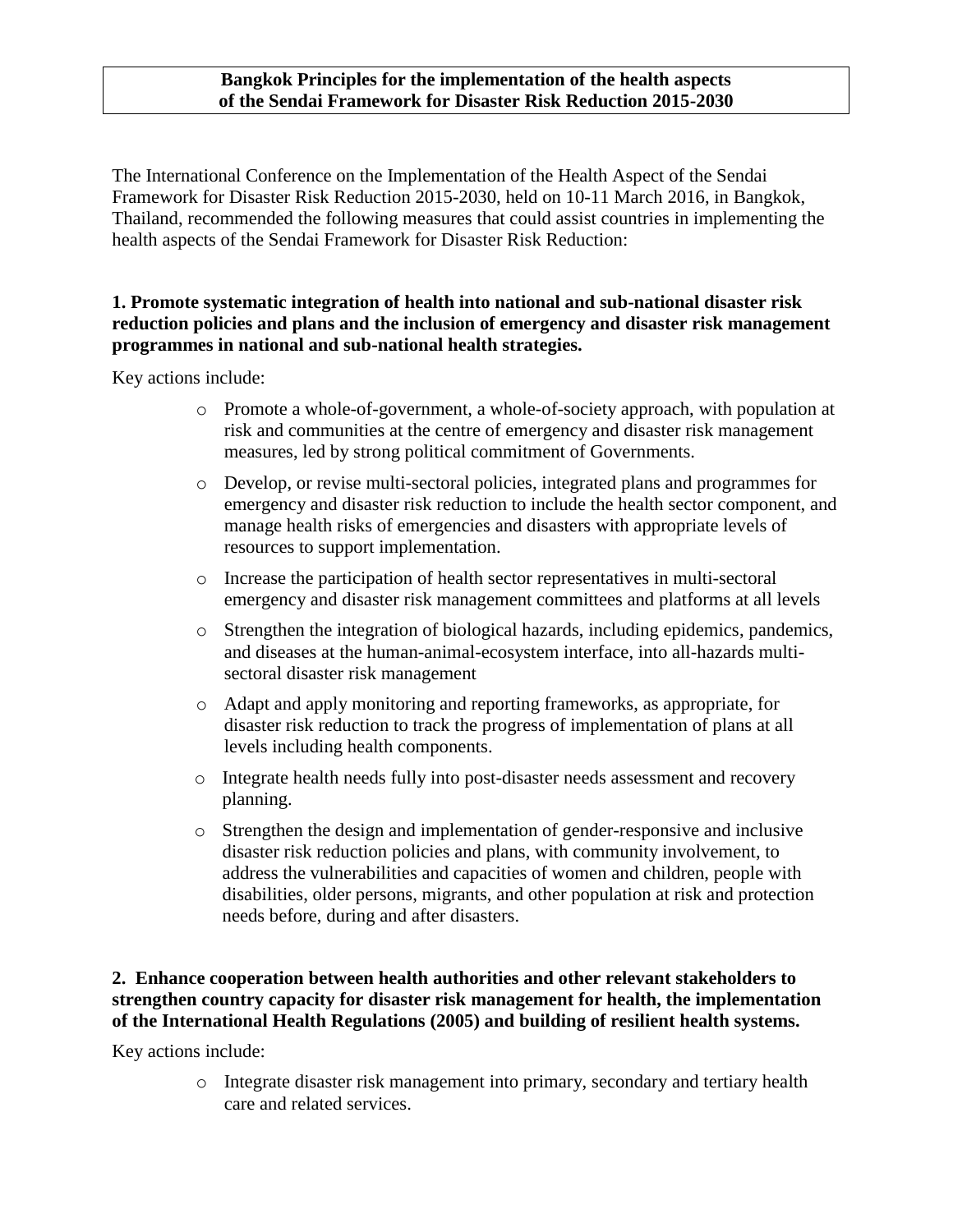# Bangkok Principles for the implementation of the health aspects of the Sendai Framework for Disaster Risk Reduction 2015-2030

The International Conference on the Implementation of the Health Aspect of the Sendai Framework for Disaster Risk Reduction 2015-2030, held on 10-11 March 2016, in Bangkok, Thailand, recommended the following measures that could assist countries in implementing the health aspects of the Sendai Framework for Disaster Risk Reduction:

**1. Promote systematic integration of health into national and sub-national disaster risk reduction policies and plans and the inclusion of emergency and disaster risk management programmes in national and sub-national health strategies.**

Key actions include:

- Promote a whole-of-government, a whole-of-society approach, with population at risk and communities at the centre of emergency and disaster risk management measures, led by strong political commitment of Governments.
- Develop, or revise multi-sectoral policies, integrated plans and programmes for emergency and disaster risk reduction to include the health sector component, and manage health risks of emergencies and disasters with appropriate levels of resources to support implementation.
- Increase the participation of health sector representatives in multi-sectoral emergency and disaster risk management committees and platforms at all levels
- Strengthen the integration of biological hazards, including epidemics, pandemics, and diseases at the human-animal-ecosystem interface, into all-hazards multi-sectoral disaster risk management
- Adapt and apply monitoring and reporting frameworks, as appropriate, for disaster risk reduction to track the progress of implementation of plans at all levels including health components.
- Integrate health needs fully into post-disaster needs assessment and recovery planning.
- Strengthen the design and implementation of gender-responsive and inclusive disaster risk reduction policies and plans, with community involvement, to address the vulnerabilities and capacities of women and children, people with disabilities, older persons, migrants, and other population at risk and protection needs before, during and after disasters.

**2. Enhance cooperation between health authorities and other relevant stakeholders to strengthen country capacity for disaster risk management for health, the implementation of the International Health Regulations (2005) and building of resilient health systems.**

Key actions include:

- Integrate disaster risk management into primary, secondary and tertiary health care and related services.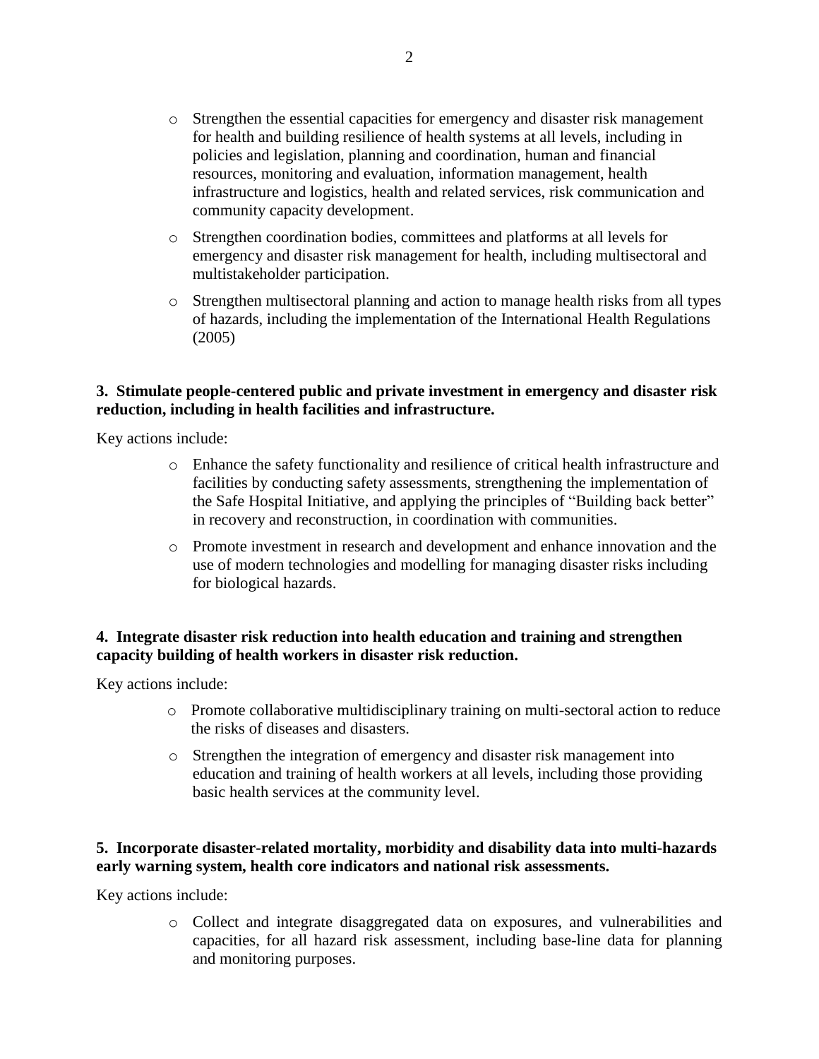- Strengthen the essential capacities for emergency and disaster risk management for health and building resilience of health systems at all levels, including in policies and legislation, planning and coordination, human and financial resources, monitoring and evaluation, information management, health infrastructure and logistics, health and related services, risk communication and community capacity development.
- Strengthen coordination bodies, committees and platforms at all levels for emergency and disaster risk management for health, including multisectoral and multistakeholder participation.
- Strengthen multisectoral planning and action to manage health risks from all types of hazards, including the implementation of the International Health Regulations (2005)

**3. Stimulate people-centered public and private investment in emergency and disaster risk reduction, including in health facilities and infrastructure.**

Key actions include:

- Enhance the safety functionality and resilience of critical health infrastructure and facilities by conducting safety assessments, strengthening the implementation of the Safe Hospital Initiative, and applying the principles of "Building back better" in recovery and reconstruction, in coordination with communities.
- Promote investment in research and development and enhance innovation and the use of modern technologies and modelling for managing disaster risks including for biological hazards.

**4. Integrate disaster risk reduction into health education and training and strengthen capacity building of health workers in disaster risk reduction.**

Key actions include:

- Promote collaborative multidisciplinary training on multi-sectoral action to reduce the risks of diseases and disasters.
- Strengthen the integration of emergency and disaster risk management into education and training of health workers at all levels, including those providing basic health services at the community level.

**5. Incorporate disaster-related mortality, morbidity and disability data into multi-hazards early warning system, health core indicators and national risk assessments.**

Key actions include:

- Collect and integrate disaggregated data on exposures, and vulnerabilities and capacities, for all hazard risk assessment, including base-line data for planning and monitoring purposes.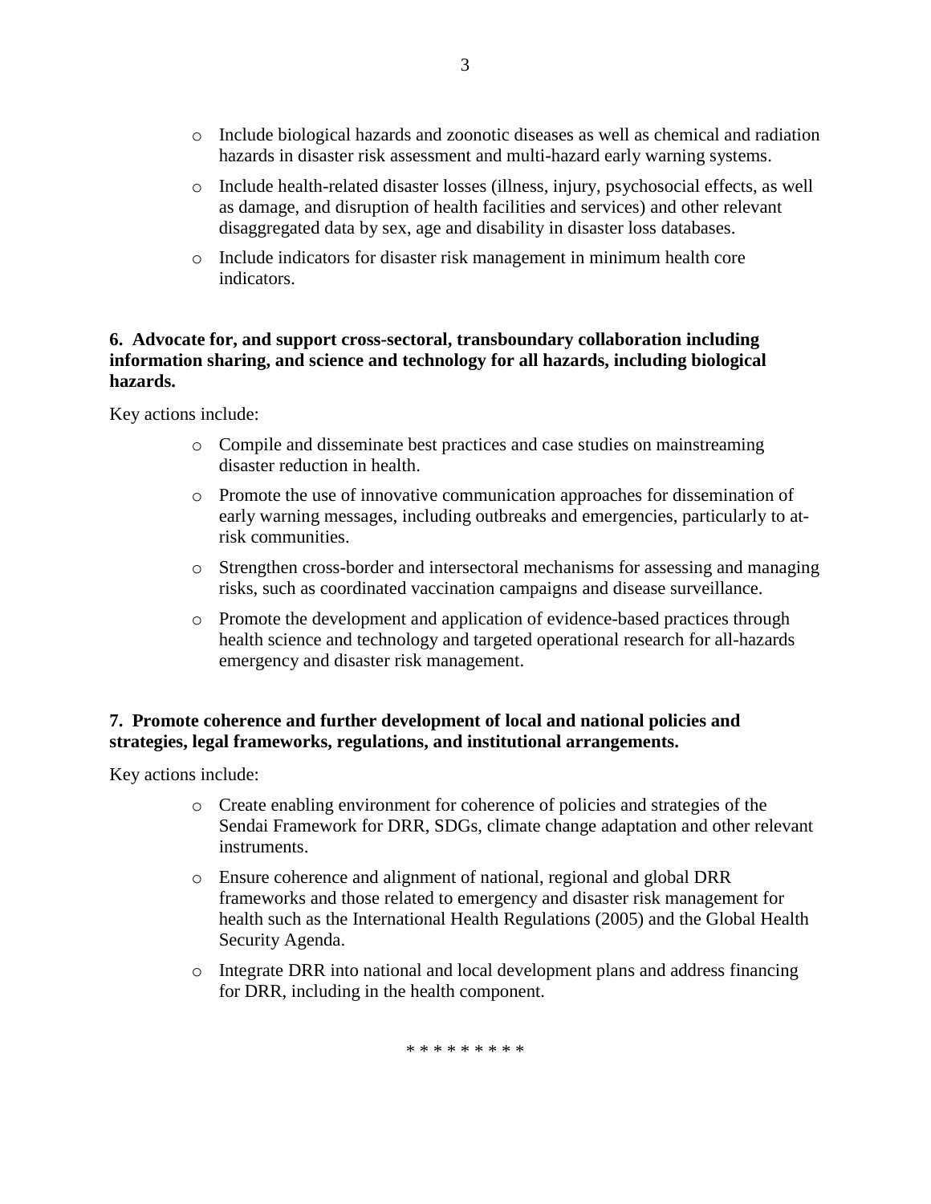- Include biological hazards and zoonotic diseases as well as chemical and radiation hazards in disaster risk assessment and multi-hazard early warning systems.
- Include health-related disaster losses (illness, injury, psychosocial effects, as well as damage, and disruption of health facilities and services) and other relevant disaggregated data by sex, age and disability in disaster loss databases.
- Include indicators for disaster risk management in minimum health core indicators.

**6. Advocate for, and support cross-sectoral, transboundary collaboration including information sharing, and science and technology for all hazards, including biological hazards.**

Key actions include:

- Compile and disseminate best practices and case studies on mainstreaming disaster reduction in health.
- Promote the use of innovative communication approaches for dissemination of early warning messages, including outbreaks and emergencies, particularly to at-risk communities.
- Strengthen cross-border and intersectoral mechanisms for assessing and managing risks, such as coordinated vaccination campaigns and disease surveillance.
- Promote the development and application of evidence-based practices through health science and technology and targeted operational research for all-hazards emergency and disaster risk management.

**7. Promote coherence and further development of local and national policies and strategies, legal frameworks, regulations, and institutional arrangements.**

Key actions include:

- Create enabling environment for coherence of policies and strategies of the Sendai Framework for DRR, SDGs, climate change adaptation and other relevant instruments.
- Ensure coherence and alignment of national, regional and global DRR frameworks and those related to emergency and disaster risk management for health such as the International Health Regulations (2005) and the Global Health Security Agenda.
- Integrate DRR into national and local development plans and address financing for DRR, including in the health component.

\* \* \* \* \* \* \* \* \*